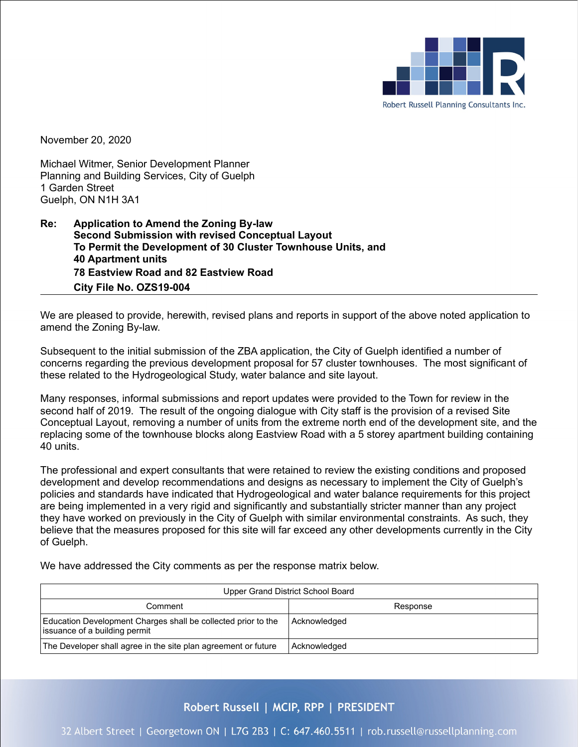November 20, 2020

Michael Witmer, Senior Development Planner
Planning and Building Services, City of Guelph
1 Garden Street
Guelph, ON N1H 3A1

**Re: Application to Amend the Zoning By-law**
**Second Submission with revised Conceptual Layout**
**To Permit the Development of 30 Cluster Townhouse Units, and 40 Apartment units**
**78 Eastview Road and 82 Eastview Road**
**City File No. OZS19-004**

We are pleased to provide, herewith, revised plans and reports in support of the above noted application to amend the Zoning By-law.

Subsequent to the initial submission of the ZBA application, the City of Guelph identified a number of concerns regarding the previous development proposal for 57 cluster townhouses. The most significant of these related to the Hydrogeological Study, water balance and site layout.

Many responses, informal submissions and report updates were provided to the Town for review in the second half of 2019. The result of the ongoing dialogue with City staff is the provision of a revised Site Conceptual Layout, removing a number of units from the extreme north end of the development site, and the replacing some of the townhouse blocks along Eastview Road with a 5 storey apartment building containing 40 units.

The professional and expert consultants that were retained to review the existing conditions and proposed development and develop recommendations and designs as necessary to implement the City of Guelph's policies and standards have indicated that Hydrogeological and water balance requirements for this project are being implemented in a very rigid and significantly and substantially stricter manner than any project they have worked on previously in the City of Guelph with similar environmental constraints. As such, they believe that the measures proposed for this site will far exceed any other developments currently in the City of Guelph.

We have addressed the City comments as per the response matrix below.

| Upper Grand District School Board | |
|---|---|
| Comment | Response |
| Education Development Charges shall be collected prior to the issuance of a building permit | Acknowledged |
| The Developer shall agree in the site plan agreement or future | Acknowledged |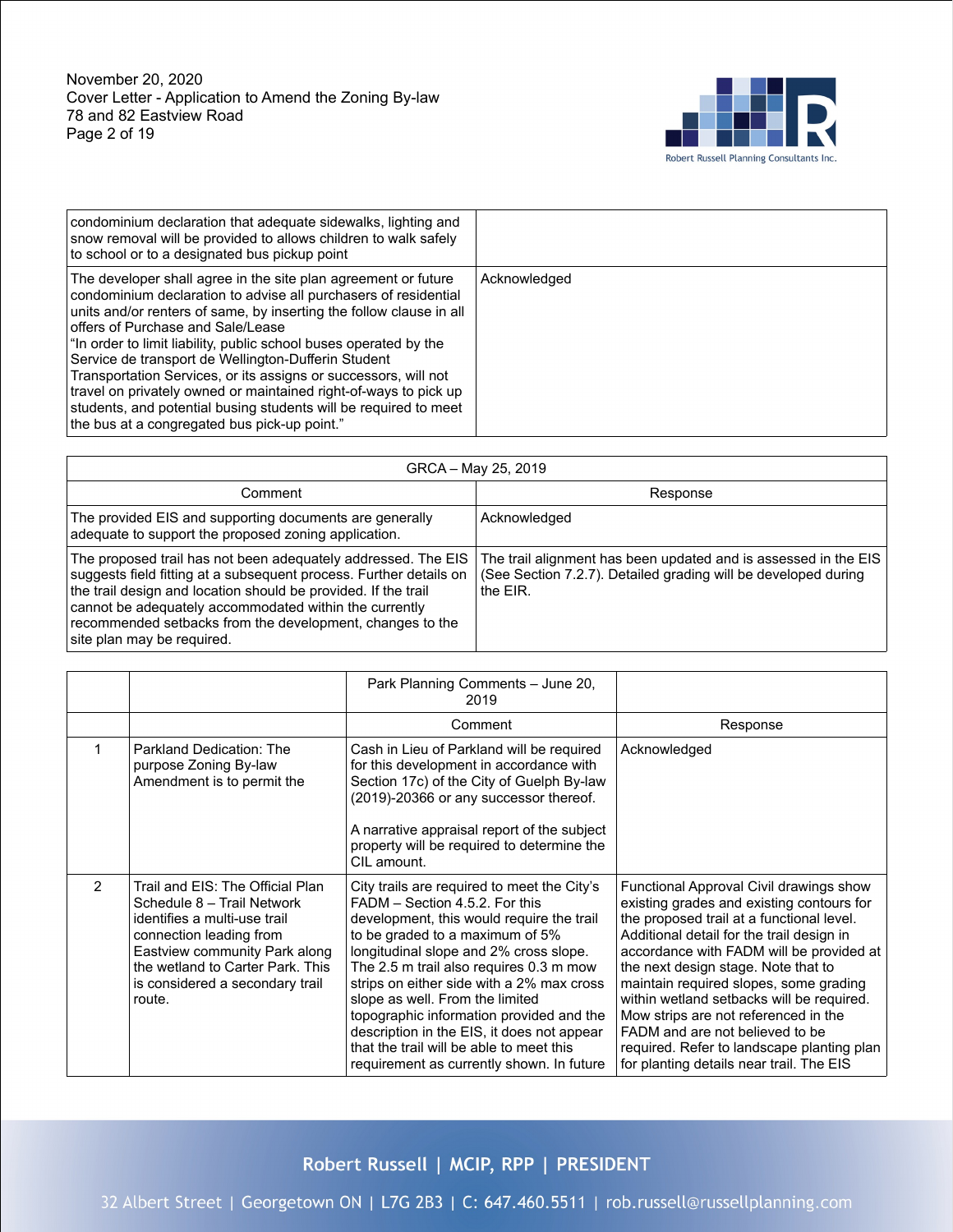| | |
|---|---|
| condominium declaration that adequate sidewalks, lighting and snow removal will be provided to allows children to walk safely to school or to a designated bus pickup point | |
| The developer shall agree in the site plan agreement or future condominium declaration to advise all purchasers of residential units and/or renters of same, by inserting the follow clause in all offers of Purchase and Sale/Lease "In order to limit liability, public school buses operated by the Service de transport de Wellington-Dufferin Student Transportation Services, or its assigns or successors, will not travel on privately owned or maintained right-of-ways to pick up students, and potential busing students will be required to meet the bus at a congregated bus pick-up point." | Acknowledged |

| GRCA – May 25, 2019 | |
|---|---|
| Comment | Response |
| The provided EIS and supporting documents are generally adequate to support the proposed zoning application. | Acknowledged |
| The proposed trail has not been adequately addressed. The EIS suggests field fitting at a subsequent process. Further details on the trail design and location should be provided. If the trail cannot be adequately accommodated within the currently recommended setbacks from the development, changes to the site plan may be required. | The trail alignment has been updated and is assessed in the EIS (See Section 7.2.7). Detailed grading will be developed during the EIR. |

| | | Park Planning Comments – June 20, 2019 | |
|---|---|---|---|
| | | Comment | Response |
| 1 | Parkland Dedication: The purpose Zoning By-law Amendment is to permit the | Cash in Lieu of Parkland will be required for this development in accordance with Section 17c) of the City of Guelph By-law (2019)-20366 or any successor thereof.<br><br>A narrative appraisal report of the subject property will be required to determine the CIL amount. | Acknowledged |
| 2 | Trail and EIS: The Official Plan Schedule 8 – Trail Network identifies a multi-use trail connection leading from Eastview community Park along the wetland to Carter Park. This is considered a secondary trail route. | City trails are required to meet the City's FADM – Section 4.5.2. For this development, this would require the trail to be graded to a maximum of 5% longitudinal slope and 2% cross slope. The 2.5 m trail also requires 0.3 m mow strips on either side with a 2% max cross slope as well. From the limited topographic information provided and the description in the EIS, it does not appear that the trail will be able to meet this requirement as currently shown. In future | Functional Approval Civil drawings show existing grades and existing contours for the proposed trail at a functional level. Additional detail for the trail design in accordance with FADM will be provided at the next design stage. Note that to maintain required slopes, some grading within wetland setbacks will be required. Mow strips are not referenced in the FADM and are not believed to be required. Refer to landscape planting plan for planting details near trail. The EIS |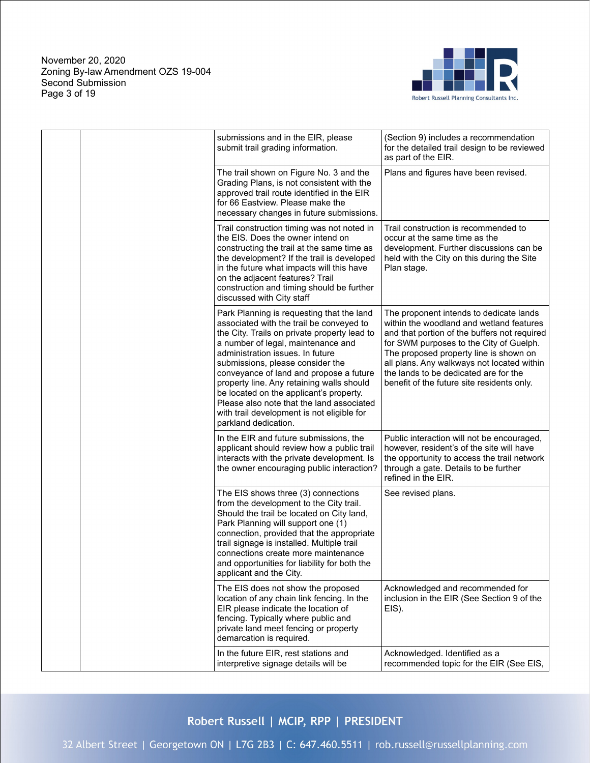| | | | |
|---|---|---|---|
| | | submissions and in the EIR, please submit trail grading information. | (Section 9) includes a recommendation for the detailed trail design to be reviewed as part of the EIR. |
| | | The trail shown on Figure No. 3 and the Grading Plans, is not consistent with the approved trail route identified in the EIR for 66 Eastview. Please make the necessary changes in future submissions. | Plans and figures have been revised. |
| | | Trail construction timing was not noted in the EIS. Does the owner intend on constructing the trail at the same time as the development? If the trail is developed in the future what impacts will this have on the adjacent features? Trail construction and timing should be further discussed with City staff | Trail construction is recommended to occur at the same time as the development. Further discussions can be held with the City on this during the Site Plan stage. |
| | | Park Planning is requesting that the land associated with the trail be conveyed to the City. Trails on private property lead to a number of legal, maintenance and administration issues. In future submissions, please consider the conveyance of land and propose a future property line. Any retaining walls should be located on the applicant's property. Please also note that the land associated with trail development is not eligible for parkland dedication. | The proponent intends to dedicate lands within the woodland and wetland features and that portion of the buffers not required for SWM purposes to the City of Guelph. The proposed property line is shown on all plans. Any walkways not located within the lands to be dedicated are for the benefit of the future site residents only. |
| | | In the EIR and future submissions, the applicant should review how a public trail interacts with the private development. Is the owner encouraging public interaction? | Public interaction will not be encouraged, however, resident's of the site will have the opportunity to access the trail network through a gate. Details to be further refined in the EIR. |
| | | The EIS shows three (3) connections from the development to the City trail. Should the trail be located on City land, Park Planning will support one (1) connection, provided that the appropriate trail signage is installed. Multiple trail connections create more maintenance and opportunities for liability for both the applicant and the City. | See revised plans. |
| | | The EIS does not show the proposed location of any chain link fencing. In the EIR please indicate the location of fencing. Typically where public and private land meet fencing or property demarcation is required. | Acknowledged and recommended for inclusion in the EIR (See Section 9 of the EIS). |
| | | In the future EIR, rest stations and interpretive signage details will be | Acknowledged. Identified as a recommended topic for the EIR (See EIS, |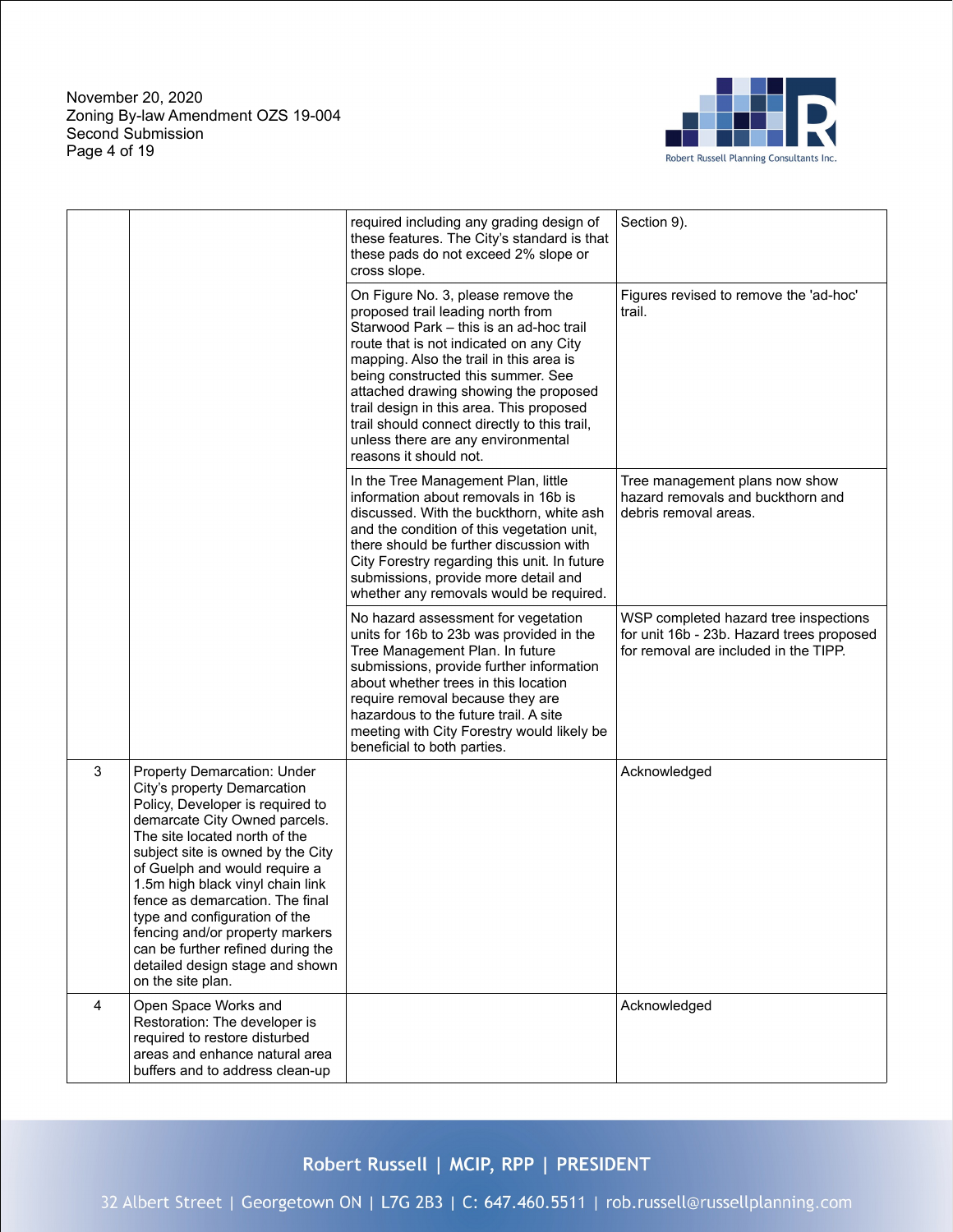| | | | |
|---|---|---|---|
| | | required including any grading design of these features. The City's standard is that these pads do not exceed 2% slope or cross slope. | Section 9). |
| | | On Figure No. 3, please remove the proposed trail leading north from Starwood Park – this is an ad-hoc trail route that is not indicated on any City mapping. Also the trail in this area is being constructed this summer. See attached drawing showing the proposed trail design in this area. This proposed trail should connect directly to this trail, unless there are any environmental reasons it should not. | Figures revised to remove the 'ad-hoc' trail. |
| | | In the Tree Management Plan, little information about removals in 16b is discussed. With the buckthorn, white ash and the condition of this vegetation unit, there should be further discussion with City Forestry regarding this unit. In future submissions, provide more detail and whether any removals would be required. | Tree management plans now show hazard removals and buckthorn and debris removal areas. |
| | | No hazard assessment for vegetation units for 16b to 23b was provided in the Tree Management Plan. In future submissions, provide further information about whether trees in this location require removal because they are hazardous to the future trail. A site meeting with City Forestry would likely be beneficial to both parties. | WSP completed hazard tree inspections for unit 16b - 23b. Hazard trees proposed for removal are included in the TIPP. |
| 3 | Property Demarcation: Under City's property Demarcation Policy, Developer is required to demarcate City Owned parcels. The site located north of the subject site is owned by the City of Guelph and would require a 1.5m high black vinyl chain link fence as demarcation. The final type and configuration of the fencing and/or property markers can be further refined during the detailed design stage and shown on the site plan. | | Acknowledged |
| 4 | Open Space Works and Restoration: The developer is required to restore disturbed areas and enhance natural area buffers and to address clean-up | | Acknowledged |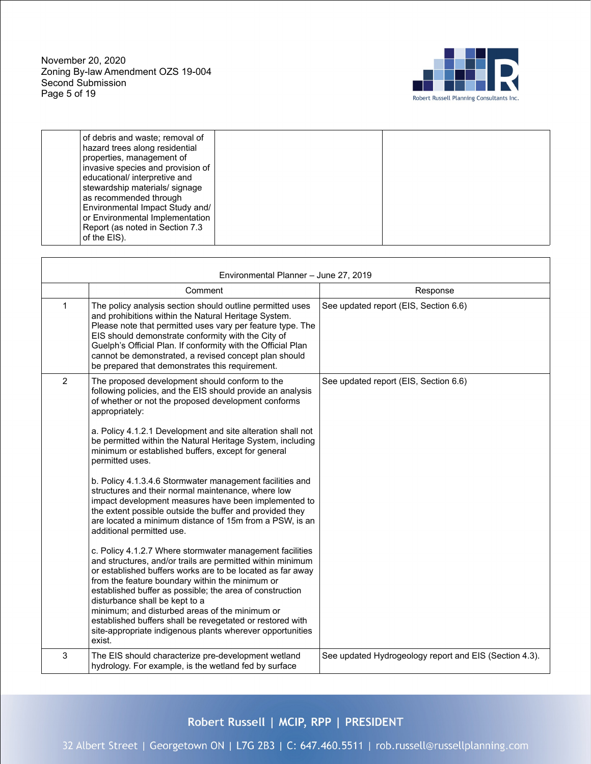| | of debris and waste; removal of hazard trees along residential properties, management of invasive species and provision of educational/ interpretive and stewardship materials/ signage as recommended through Environmental Impact Study and/ or Environmental Implementation Report (as noted in Section 7.3 of the EIS). | | |
|---|---|---|---|

| Environmental Planner – June 27, 2019 | | |
|---|---|---|
| | Comment | Response |
| 1 | The policy analysis section should outline permitted uses and prohibitions within the Natural Heritage System. Please note that permitted uses vary per feature type. The EIS should demonstrate conformity with the City of Guelph's Official Plan. If conformity with the Official Plan cannot be demonstrated, a revised concept plan should be prepared that demonstrates this requirement. | See updated report (EIS, Section 6.6) |
| 2 | The proposed development should conform to the following policies, and the EIS should provide an analysis of whether or not the proposed development conforms appropriately:<br><br>a. Policy 4.1.2.1 Development and site alteration shall not be permitted within the Natural Heritage System, including minimum or established buffers, except for general permitted uses.<br><br>b. Policy 4.1.3.4.6 Stormwater management facilities and structures and their normal maintenance, where low impact development measures have been implemented to the extent possible outside the buffer and provided they are located a minimum distance of 15m from a PSW, is an additional permitted use.<br><br>c. Policy 4.1.2.7 Where stormwater management facilities and structures, and/or trails are permitted within minimum or established buffers works are to be located as far away from the feature boundary within the minimum or established buffer as possible; the area of construction disturbance shall be kept to a minimum; and disturbed areas of the minimum or established buffers shall be revegetated or restored with site-appropriate indigenous plants wherever opportunities exist. | See updated report (EIS, Section 6.6) |
| 3 | The EIS should characterize pre-development wetland hydrology. For example, is the wetland fed by surface | See updated Hydrogeology report and EIS (Section 4.3). |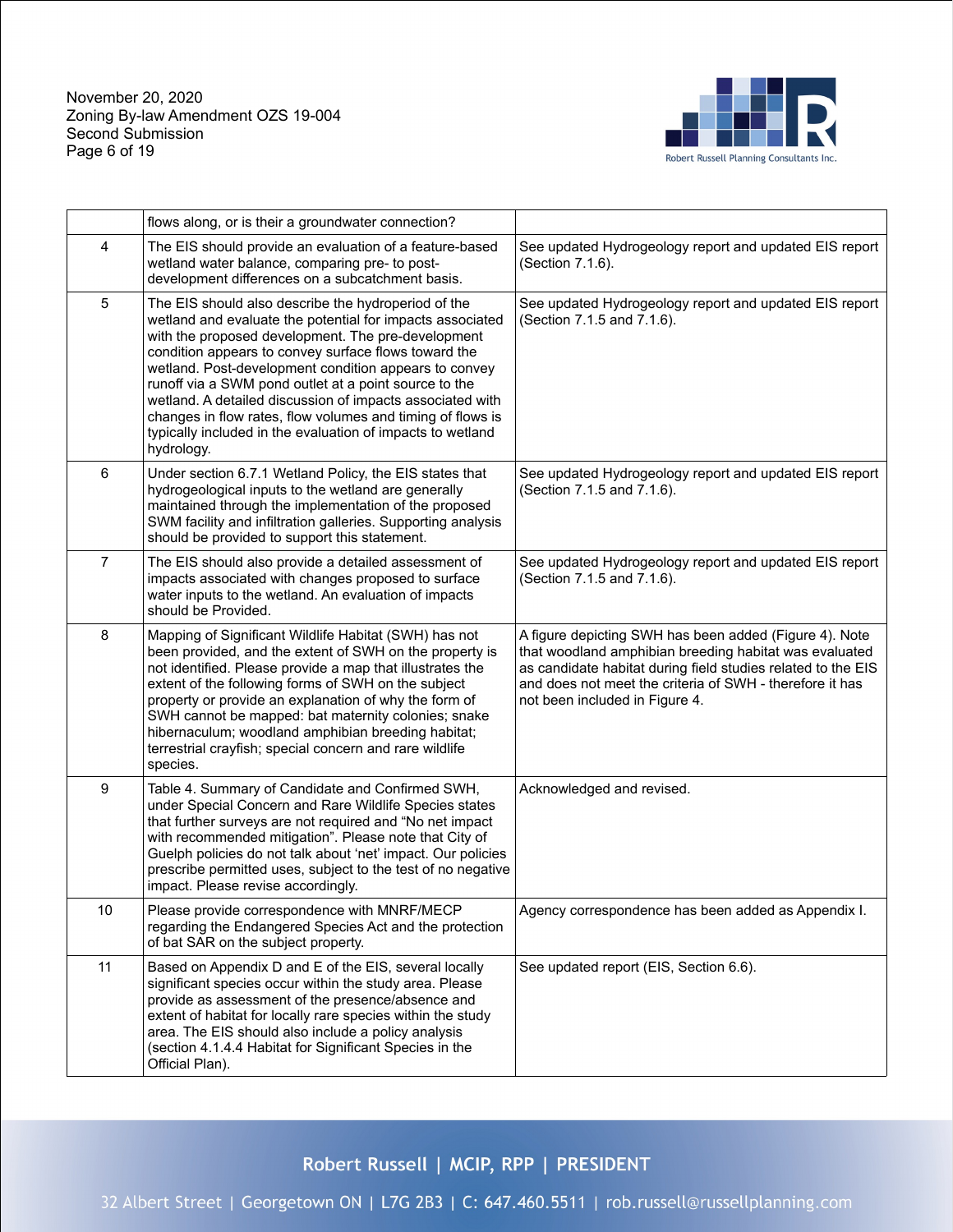| | | |
|---|---|---|
| | flows along, or is their a groundwater connection? | |
| 4 | The EIS should provide an evaluation of a feature-based wetland water balance, comparing pre- to post-development differences on a subcatchment basis. | See updated Hydrogeology report and updated EIS report (Section 7.1.6). |
| 5 | The EIS should also describe the hydroperiod of the wetland and evaluate the potential for impacts associated with the proposed development. The pre-development condition appears to convey surface flows toward the wetland. Post-development condition appears to convey runoff via a SWM pond outlet at a point source to the wetland. A detailed discussion of impacts associated with changes in flow rates, flow volumes and timing of flows is typically included in the evaluation of impacts to wetland hydrology. | See updated Hydrogeology report and updated EIS report (Section 7.1.5 and 7.1.6). |
| 6 | Under section 6.7.1 Wetland Policy, the EIS states that hydrogeological inputs to the wetland are generally maintained through the implementation of the proposed SWM facility and infiltration galleries. Supporting analysis should be provided to support this statement. | See updated Hydrogeology report and updated EIS report (Section 7.1.5 and 7.1.6). |
| 7 | The EIS should also provide a detailed assessment of impacts associated with changes proposed to surface water inputs to the wetland. An evaluation of impacts should be Provided. | See updated Hydrogeology report and updated EIS report (Section 7.1.5 and 7.1.6). |
| 8 | Mapping of Significant Wildlife Habitat (SWH) has not been provided, and the extent of SWH on the property is not identified. Please provide a map that illustrates the extent of the following forms of SWH on the subject property or provide an explanation of why the form of SWH cannot be mapped: bat maternity colonies; snake hibernaculum; woodland amphibian breeding habitat; terrestrial crayfish; special concern and rare wildlife species. | A figure depicting SWH has been added (Figure 4). Note that woodland amphibian breeding habitat was evaluated as candidate habitat during field studies related to the EIS and does not meet the criteria of SWH - therefore it has not been included in Figure 4. |
| 9 | Table 4. Summary of Candidate and Confirmed SWH, under Special Concern and Rare Wildlife Species states that further surveys are not required and "No net impact with recommended mitigation". Please note that City of Guelph policies do not talk about 'net' impact. Our policies prescribe permitted uses, subject to the test of no negative impact. Please revise accordingly. | Acknowledged and revised. |
| 10 | Please provide correspondence with MNRF/MECP regarding the Endangered Species Act and the protection of bat SAR on the subject property. | Agency correspondence has been added as Appendix I. |
| 11 | Based on Appendix D and E of the EIS, several locally significant species occur within the study area. Please provide as assessment of the presence/absence and extent of habitat for locally rare species within the study area. The EIS should also include a policy analysis (section 4.1.4.4 Habitat for Significant Species in the Official Plan). | See updated report (EIS, Section 6.6). |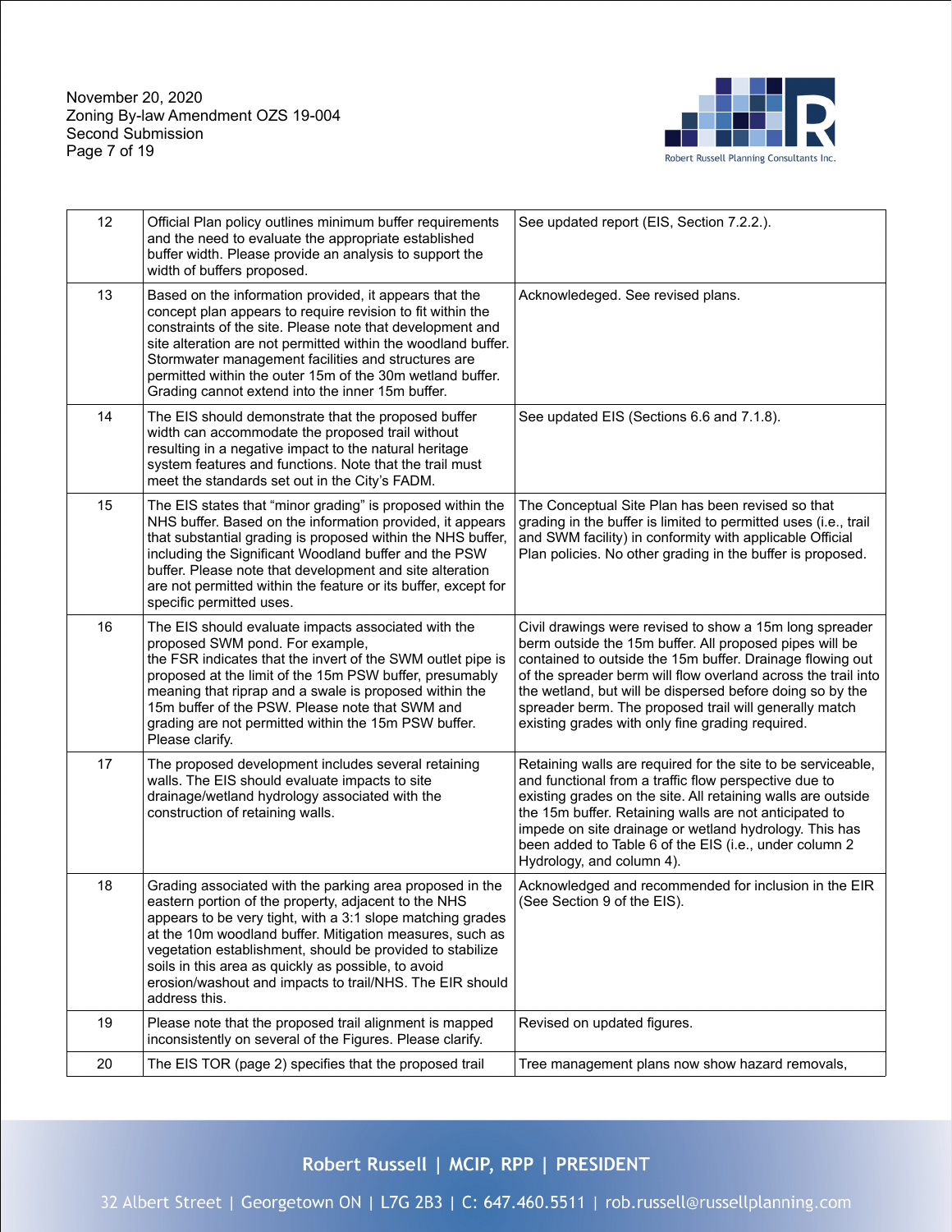| | | |
|---|---|---|
| 12 | Official Plan policy outlines minimum buffer requirements and the need to evaluate the appropriate established buffer width. Please provide an analysis to support the width of buffers proposed. | See updated report (EIS, Section 7.2.2.). |
| 13 | Based on the information provided, it appears that the concept plan appears to require revision to fit within the constraints of the site. Please note that development and site alteration are not permitted within the woodland buffer. Stormwater management facilities and structures are permitted within the outer 15m of the 30m wetland buffer. Grading cannot extend into the inner 15m buffer. | Acknowledeged. See revised plans. |
| 14 | The EIS should demonstrate that the proposed buffer width can accommodate the proposed trail without resulting in a negative impact to the natural heritage system features and functions. Note that the trail must meet the standards set out in the City's FADM. | See updated EIS (Sections 6.6 and 7.1.8). |
| 15 | The EIS states that "minor grading" is proposed within the NHS buffer. Based on the information provided, it appears that substantial grading is proposed within the NHS buffer, including the Significant Woodland buffer and the PSW buffer. Please note that development and site alteration are not permitted within the feature or its buffer, except for specific permitted uses. | The Conceptual Site Plan has been revised so that grading in the buffer is limited to permitted uses (i.e., trail and SWM facility) in conformity with applicable Official Plan policies. No other grading in the buffer is proposed. |
| 16 | The EIS should evaluate impacts associated with the proposed SWM pond. For example, the FSR indicates that the invert of the SWM outlet pipe is proposed at the limit of the 15m PSW buffer, presumably meaning that riprap and a swale is proposed within the 15m buffer of the PSW. Please note that SWM and grading are not permitted within the 15m PSW buffer. Please clarify. | Civil drawings were revised to show a 15m long spreader berm outside the 15m buffer. All proposed pipes will be contained to outside the 15m buffer. Drainage flowing out of the spreader berm will flow overland across the trail into the wetland, but will be dispersed before doing so by the spreader berm. The proposed trail will generally match existing grades with only fine grading required. |
| 17 | The proposed development includes several retaining walls. The EIS should evaluate impacts to site drainage/wetland hydrology associated with the construction of retaining walls. | Retaining walls are required for the site to be serviceable, and functional from a traffic flow perspective due to existing grades on the site. All retaining walls are outside the 15m buffer. Retaining walls are not anticipated to impede on site drainage or wetland hydrology. This has been added to Table 6 of the EIS (i.e., under column 2 Hydrology, and column 4). |
| 18 | Grading associated with the parking area proposed in the eastern portion of the property, adjacent to the NHS appears to be very tight, with a 3:1 slope matching grades at the 10m woodland buffer. Mitigation measures, such as vegetation establishment, should be provided to stabilize soils in this area as quickly as possible, to avoid erosion/washout and impacts to trail/NHS. The EIR should address this. | Acknowledged and recommended for inclusion in the EIR (See Section 9 of the EIS). |
| 19 | Please note that the proposed trail alignment is mapped inconsistently on several of the Figures. Please clarify. | Revised on updated figures. |
| 20 | The EIS TOR (page 2) specifies that the proposed trail | Tree management plans now show hazard removals, |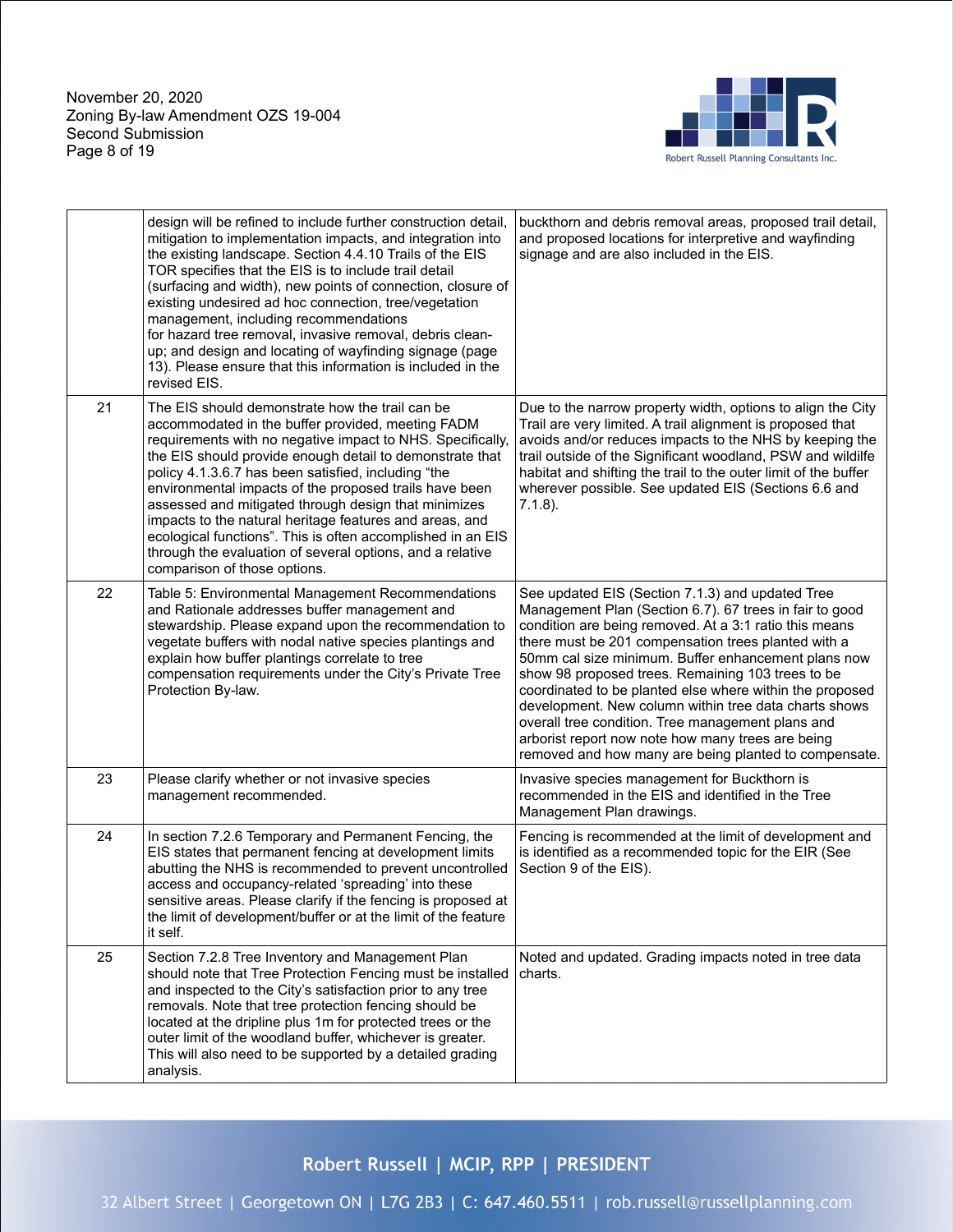| | | |
|---|---|---|
| | design will be refined to include further construction detail, mitigation to implementation impacts, and integration into the existing landscape. Section 4.4.10 Trails of the EIS TOR specifies that the EIS is to include trail detail (surfacing and width), new points of connection, closure of existing undesired ad hoc connection, tree/vegetation management, including recommendations for hazard tree removal, invasive removal, debris clean-up; and design and locating of wayfinding signage (page 13). Please ensure that this information is included in the revised EIS. | buckthorn and debris removal areas, proposed trail detail, and proposed locations for interpretive and wayfinding signage and are also included in the EIS. |
| 21 | The EIS should demonstrate how the trail can be accommodated in the buffer provided, meeting FADM requirements with no negative impact to NHS. Specifically, the EIS should provide enough detail to demonstrate that policy 4.1.3.6.7 has been satisfied, including "the environmental impacts of the proposed trails have been assessed and mitigated through design that minimizes impacts to the natural heritage features and areas, and ecological functions". This is often accomplished in an EIS through the evaluation of several options, and a relative comparison of those options. | Due to the narrow property width, options to align the City Trail are very limited. A trail alignment is proposed that avoids and/or reduces impacts to the NHS by keeping the trail outside of the Significant woodland, PSW and wildlife habitat and shifting the trail to the outer limit of the buffer wherever possible. See updated EIS (Sections 6.6 and 7.1.8). |
| 22 | Table 5: Environmental Management Recommendations and Rationale addresses buffer management and stewardship. Please expand upon the recommendation to vegetate buffers with nodal native species plantings and explain how buffer plantings correlate to tree compensation requirements under the City's Private Tree Protection By-law. | See updated EIS (Section 7.1.3) and updated Tree Management Plan (Section 6.7). 67 trees in fair to good condition are being removed. At a 3:1 ratio this means there must be 201 compensation trees planted with a 50mm cal size minimum. Buffer enhancement plans now show 98 proposed trees. Remaining 103 trees to be coordinated to be planted else where within the proposed development. New column within tree data charts shows overall tree condition. Tree management plans and arborist report now note how many trees are being removed and how many are being planted to compensate. |
| 23 | Please clarify whether or not invasive species management recommended. | Invasive species management for Buckthorn is recommended in the EIS and identified in the Tree Management Plan drawings. |
| 24 | In section 7.2.6 Temporary and Permanent Fencing, the EIS states that permanent fencing at development limits abutting the NHS is recommended to prevent uncontrolled access and occupancy-related 'spreading' into these sensitive areas. Please clarify if the fencing is proposed at the limit of development/buffer or at the limit of the feature it self. | Fencing is recommended at the limit of development and is identified as a recommended topic for the EIR (See Section 9 of the EIS). |
| 25 | Section 7.2.8 Tree Inventory and Management Plan should note that Tree Protection Fencing must be installed and inspected to the City's satisfaction prior to any tree removals. Note that tree protection fencing should be located at the dripline plus 1m for protected trees or the outer limit of the woodland buffer, whichever is greater. This will also need to be supported by a detailed grading analysis. | Noted and updated. Grading impacts noted in tree data charts. |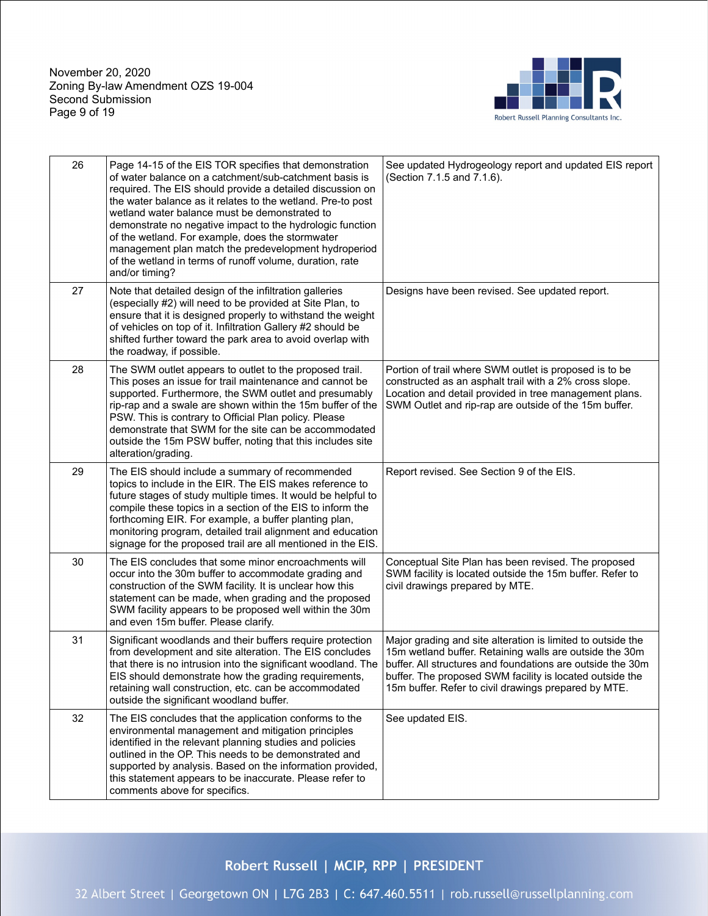| | | |
|---|---|---|
| 26 | Page 14-15 of the EIS TOR specifies that demonstration of water balance on a catchment/sub-catchment basis is required. The EIS should provide a detailed discussion on the water balance as it relates to the wetland. Pre-to post wetland water balance must be demonstrated to demonstrate no negative impact to the hydrologic function of the wetland. For example, does the stormwater management plan match the predevelopment hydroperiod of the wetland in terms of runoff volume, duration, rate and/or timing? | See updated Hydrogeology report and updated EIS report (Section 7.1.5 and 7.1.6). |
| 27 | Note that detailed design of the infiltration galleries (especially #2) will need to be provided at Site Plan, to ensure that it is designed properly to withstand the weight of vehicles on top of it. Infiltration Gallery #2 should be shifted further toward the park area to avoid overlap with the roadway, if possible. | Designs have been revised. See updated report. |
| 28 | The SWM outlet appears to outlet to the proposed trail. This poses an issue for trail maintenance and cannot be supported. Furthermore, the SWM outlet and presumably rip-rap and a swale are shown within the 15m buffer of the PSW. This is contrary to Official Plan policy. Please demonstrate that SWM for the site can be accommodated outside the 15m PSW buffer, noting that this includes site alteration/grading. | Portion of trail where SWM outlet is proposed is to be constructed as an asphalt trail with a 2% cross slope. Location and detail provided in tree management plans. SWM Outlet and rip-rap are outside of the 15m buffer. |
| 29 | The EIS should include a summary of recommended topics to include in the EIR. The EIS makes reference to future stages of study multiple times. It would be helpful to compile these topics in a section of the EIS to inform the forthcoming EIR. For example, a buffer planting plan, monitoring program, detailed trail alignment and education signage for the proposed trail are all mentioned in the EIS. | Report revised. See Section 9 of the EIS. |
| 30 | The EIS concludes that some minor encroachments will occur into the 30m buffer to accommodate grading and construction of the SWM facility. It is unclear how this statement can be made, when grading and the proposed SWM facility appears to be proposed well within the 30m and even 15m buffer. Please clarify. | Conceptual Site Plan has been revised. The proposed SWM facility is located outside the 15m buffer. Refer to civil drawings prepared by MTE. |
| 31 | Significant woodlands and their buffers require protection from development and site alteration. The EIS concludes that there is no intrusion into the significant woodland. The EIS should demonstrate how the grading requirements, retaining wall construction, etc. can be accommodated outside the significant woodland buffer. | Major grading and site alteration is limited to outside the 15m wetland buffer. Retaining walls are outside the 30m buffer. All structures and foundations are outside the 30m buffer. The proposed SWM facility is located outside the 15m buffer. Refer to civil drawings prepared by MTE. |
| 32 | The EIS concludes that the application conforms to the environmental management and mitigation principles identified in the relevant planning studies and policies outlined in the OP. This needs to be demonstrated and supported by analysis. Based on the information provided, this statement appears to be inaccurate. Please refer to comments above for specifics. | See updated EIS. |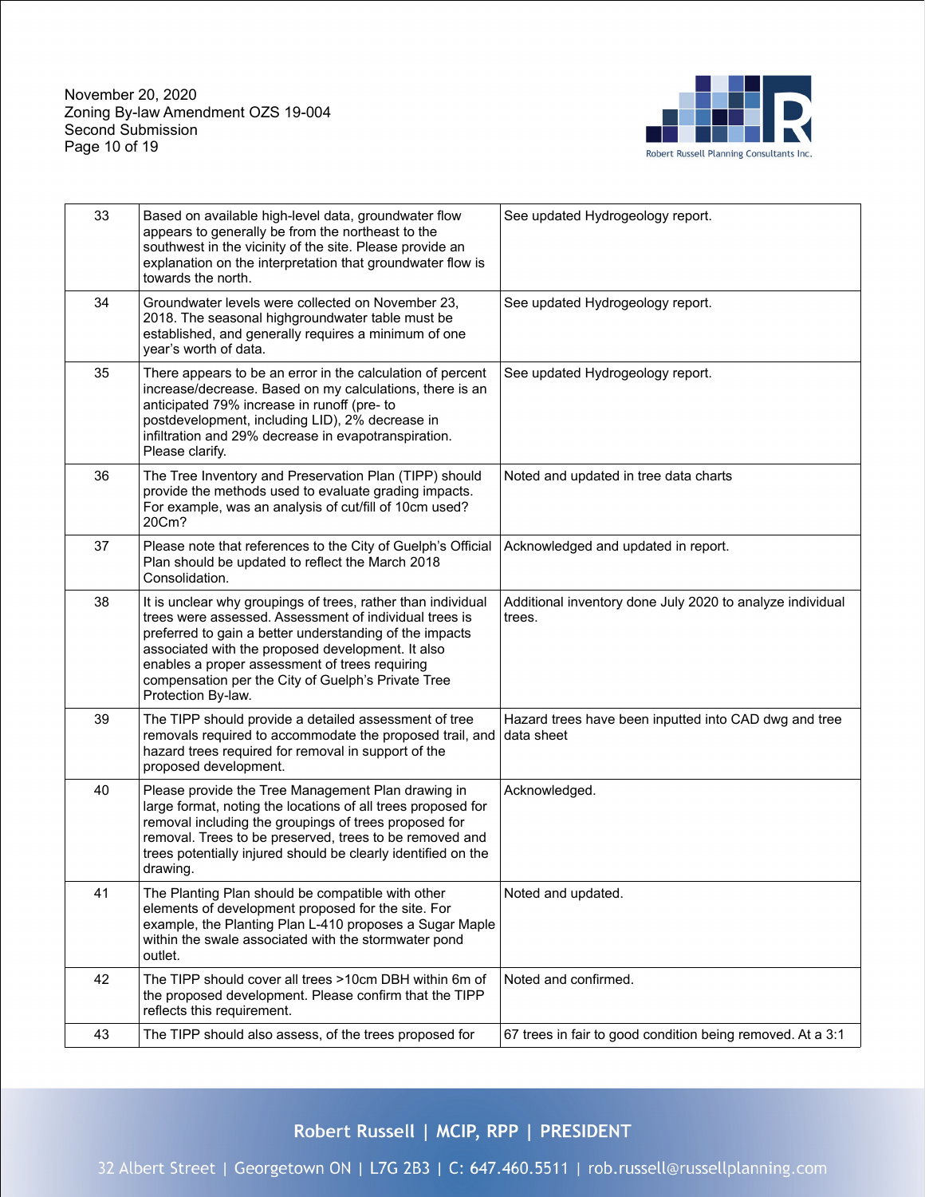| | | |
|---|---|---|
| 33 | Based on available high-level data, groundwater flow appears to generally be from the northeast to the southwest in the vicinity of the site. Please provide an explanation on the interpretation that groundwater flow is towards the north. | See updated Hydrogeology report. |
| 34 | Groundwater levels were collected on November 23, 2018. The seasonal highgroundwater table must be established, and generally requires a minimum of one year's worth of data. | See updated Hydrogeology report. |
| 35 | There appears to be an error in the calculation of percent increase/decrease. Based on my calculations, there is an anticipated 79% increase in runoff (pre- to postdevelopment, including LID), 2% decrease in infiltration and 29% decrease in evapotranspiration. Please clarify. | See updated Hydrogeology report. |
| 36 | The Tree Inventory and Preservation Plan (TIPP) should provide the methods used to evaluate grading impacts. For example, was an analysis of cut/fill of 10cm used? 20Cm? | Noted and updated in tree data charts |
| 37 | Please note that references to the City of Guelph's Official Plan should be updated to reflect the March 2018 Consolidation. | Acknowledged and updated in report. |
| 38 | It is unclear why groupings of trees, rather than individual trees were assessed. Assessment of individual trees is preferred to gain a better understanding of the impacts associated with the proposed development. It also enables a proper assessment of trees requiring compensation per the City of Guelph's Private Tree Protection By-law. | Additional inventory done July 2020 to analyze individual trees. |
| 39 | The TIPP should provide a detailed assessment of tree removals required to accommodate the proposed trail, and hazard trees required for removal in support of the proposed development. | Hazard trees have been inputted into CAD dwg and tree data sheet |
| 40 | Please provide the Tree Management Plan drawing in large format, noting the locations of all trees proposed for removal including the groupings of trees proposed for removal. Trees to be preserved, trees to be removed and trees potentially injured should be clearly identified on the drawing. | Acknowledged. |
| 41 | The Planting Plan should be compatible with other elements of development proposed for the site. For example, the Planting Plan L-410 proposes a Sugar Maple within the swale associated with the stormwater pond outlet. | Noted and updated. |
| 42 | The TIPP should cover all trees >10cm DBH within 6m of the proposed development. Please confirm that the TIPP reflects this requirement. | Noted and confirmed. |
| 43 | The TIPP should also assess, of the trees proposed for | 67 trees in fair to good condition being removed. At a 3:1 |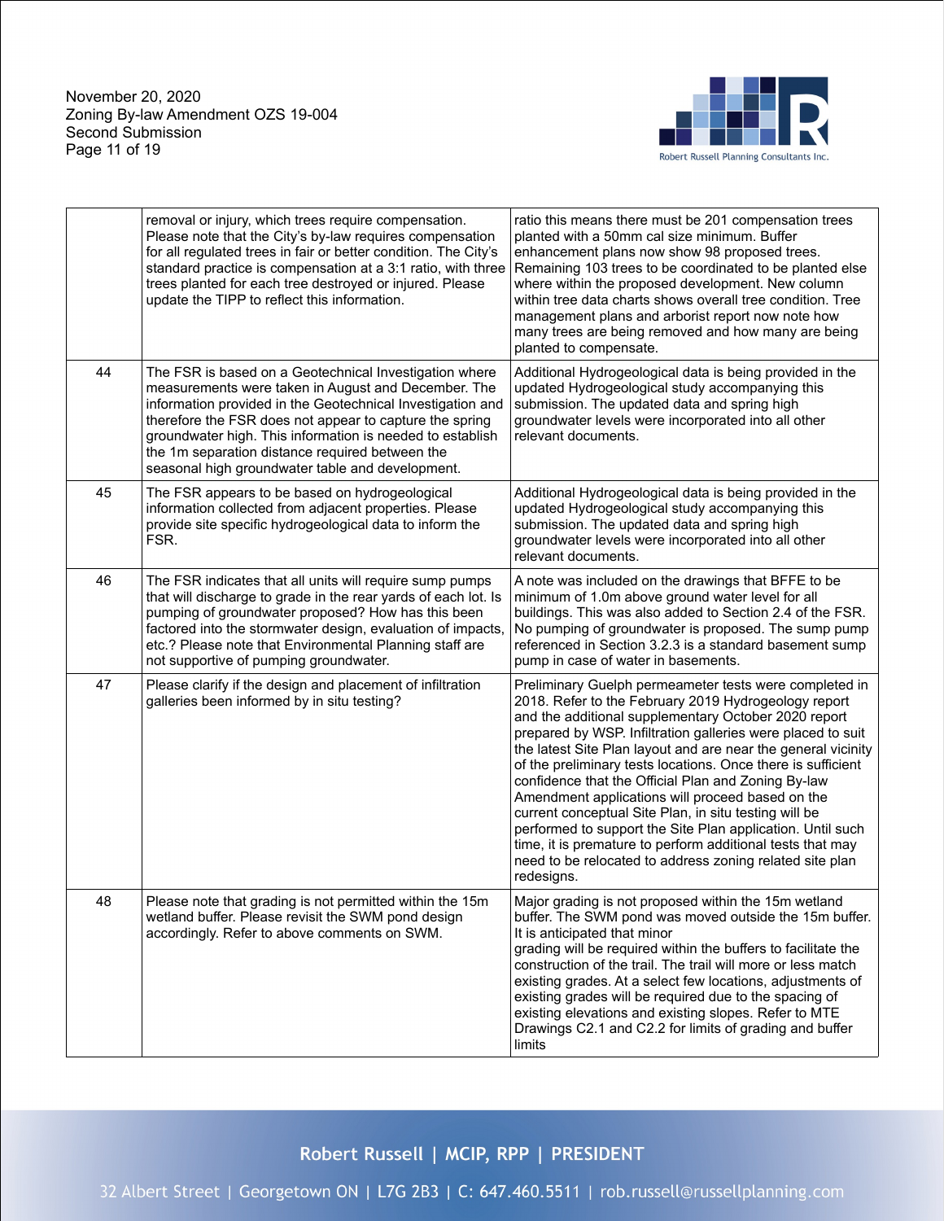|  |  |  |
|---|---|---|
|  | removal or injury, which trees require compensation. Please note that the City's by-law requires compensation for all regulated trees in fair or better condition. The City's standard practice is compensation at a 3:1 ratio, with three trees planted for each tree destroyed or injured. Please update the TIPP to reflect this information. | ratio this means there must be 201 compensation trees planted with a 50mm cal size minimum. Buffer enhancement plans now show 98 proposed trees. Remaining 103 trees to be coordinated to be planted else where within the proposed development. New column within tree data charts shows overall tree condition. Tree management plans and arborist report now note how many trees are being removed and how many are being planted to compensate. |
| 44 | The FSR is based on a Geotechnical Investigation where measurements were taken in August and December. The information provided in the Geotechnical Investigation and therefore the FSR does not appear to capture the spring groundwater high. This information is needed to establish the 1m separation distance required between the seasonal high groundwater table and development. | Additional Hydrogeological data is being provided in the updated Hydrogeological study accompanying this submission. The updated data and spring high groundwater levels were incorporated into all other relevant documents. |
| 45 | The FSR appears to be based on hydrogeological information collected from adjacent properties. Please provide site specific hydrogeological data to inform the FSR. | Additional Hydrogeological data is being provided in the updated Hydrogeological study accompanying this submission. The updated data and spring high groundwater levels were incorporated into all other relevant documents. |
| 46 | The FSR indicates that all units will require sump pumps that will discharge to grade in the rear yards of each lot. Is pumping of groundwater proposed? How has this been factored into the stormwater design, evaluation of impacts, etc.? Please note that Environmental Planning staff are not supportive of pumping groundwater. | A note was included on the drawings that BFFE to be minimum of 1.0m above ground water level for all buildings. This was also added to Section 2.4 of the FSR. No pumping of groundwater is proposed. The sump pump referenced in Section 3.2.3 is a standard basement sump pump in case of water in basements. |
| 47 | Please clarify if the design and placement of infiltration galleries been informed by in situ testing? | Preliminary Guelph permeameter tests were completed in 2018. Refer to the February 2019 Hydrogeology report and the additional supplementary October 2020 report prepared by WSP. Infiltration galleries were placed to suit the latest Site Plan layout and are near the general vicinity of the preliminary tests locations. Once there is sufficient confidence that the Official Plan and Zoning By-law Amendment applications will proceed based on the current conceptual Site Plan, in situ testing will be performed to support the Site Plan application. Until such time, it is premature to perform additional tests that may need to be relocated to address zoning related site plan redesigns. |
| 48 | Please note that grading is not permitted within the 15m wetland buffer. Please revisit the SWM pond design accordingly. Refer to above comments on SWM. | Major grading is not proposed within the 15m wetland buffer. The SWM pond was moved outside the 15m buffer. It is anticipated that minor grading will be required within the buffers to facilitate the construction of the trail. The trail will more or less match existing grades. At a select few locations, adjustments of existing grades will be required due to the spacing of existing elevations and existing slopes. Refer to MTE Drawings C2.1 and C2.2 for limits of grading and buffer limits |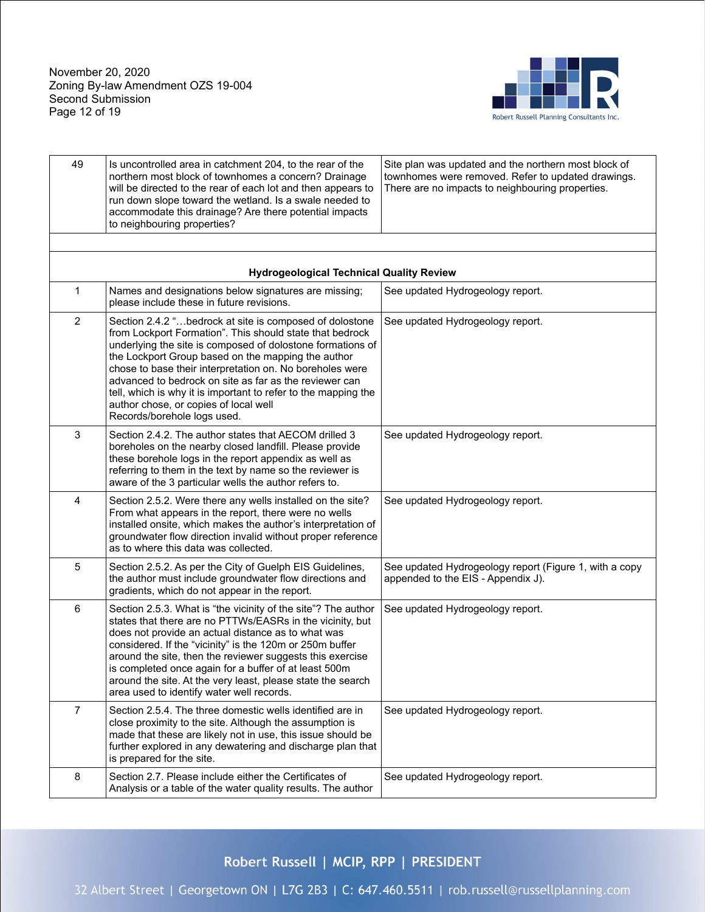| | | |
|---|---|---|
| 49 | Is uncontrolled area in catchment 204, to the rear of the northern most block of townhomes a concern? Drainage will be directed to the rear of each lot and then appears to run down slope toward the wetland. Is a swale needed to accommodate this drainage? Are there potential impacts to neighbouring properties? | Site plan was updated and the northern most block of townhomes were removed. Refer to updated drawings. There are no impacts to neighbouring properties. |
| | | |
| | **Hydrogeological Technical Quality Review** | |
| 1 | Names and designations below signatures are missing; please include these in future revisions. | See updated Hydrogeology report. |
| 2 | Section 2.4.2 "…bedrock at site is composed of dolostone from Lockport Formation". This should state that bedrock underlying the site is composed of dolostone formations of the Lockport Group based on the mapping the author chose to base their interpretation on. No boreholes were advanced to bedrock on site as far as the reviewer can tell, which is why it is important to refer to the mapping the author chose, or copies of local well Records/borehole logs used. | See updated Hydrogeology report. |
| 3 | Section 2.4.2. The author states that AECOM drilled 3 boreholes on the nearby closed landfill. Please provide these borehole logs in the report appendix as well as referring to them in the text by name so the reviewer is aware of the 3 particular wells the author refers to. | See updated Hydrogeology report. |
| 4 | Section 2.5.2. Were there any wells installed on the site? From what appears in the report, there were no wells installed onsite, which makes the author's interpretation of groundwater flow direction invalid without proper reference as to where this data was collected. | See updated Hydrogeology report. |
| 5 | Section 2.5.2. As per the City of Guelph EIS Guidelines, the author must include groundwater flow directions and gradients, which do not appear in the report. | See updated Hydrogeology report (Figure 1, with a copy appended to the EIS - Appendix J). |
| 6 | Section 2.5.3. What is "the vicinity of the site"? The author states that there are no PTTWs/EASRs in the vicinity, but does not provide an actual distance as to what was considered. If the "vicinity" is the 120m or 250m buffer around the site, then the reviewer suggests this exercise is completed once again for a buffer of at least 500m around the site. At the very least, please state the search area used to identify water well records. | See updated Hydrogeology report. |
| 7 | Section 2.5.4. The three domestic wells identified are in close proximity to the site. Although the assumption is made that these are likely not in use, this issue should be further explored in any dewatering and discharge plan that is prepared for the site. | See updated Hydrogeology report. |
| 8 | Section 2.7. Please include either the Certificates of Analysis or a table of the water quality results. The author | See updated Hydrogeology report. |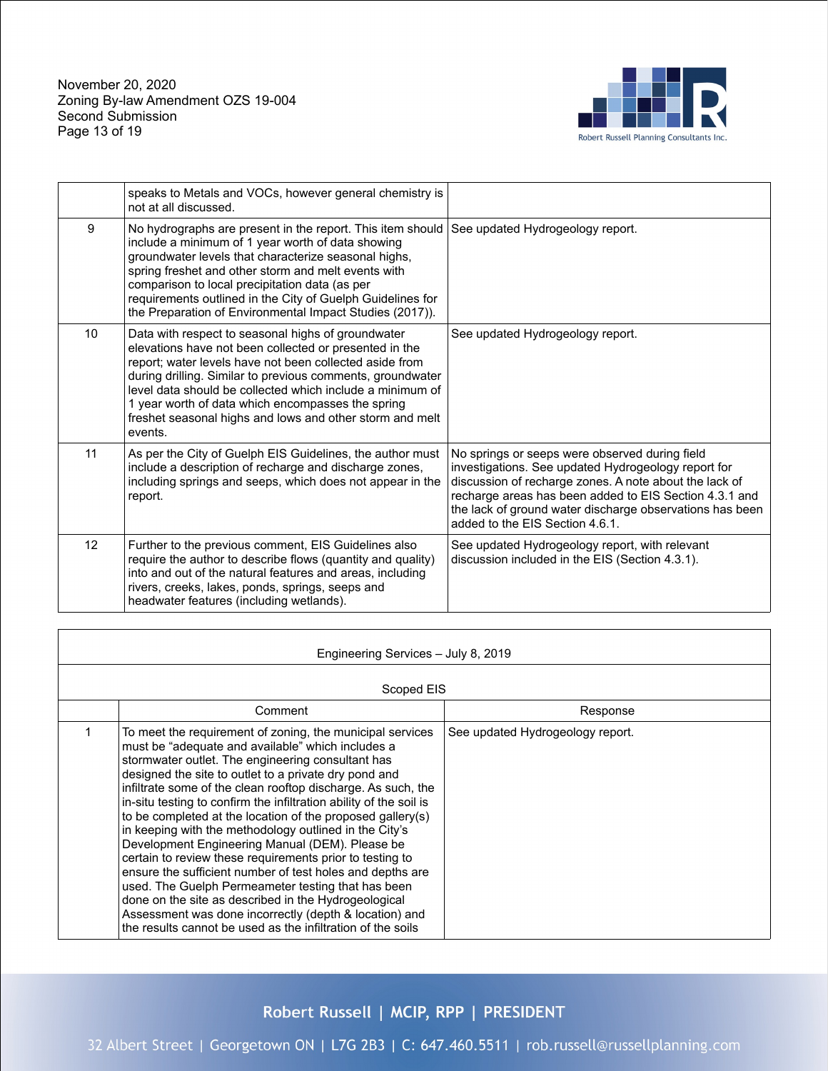| | | |
|---|---|---|
| | speaks to Metals and VOCs, however general chemistry is not at all discussed. | |
| 9 | No hydrographs are present in the report. This item should include a minimum of 1 year worth of data showing groundwater levels that characterize seasonal highs, spring freshet and other storm and melt events with comparison to local precipitation data (as per requirements outlined in the City of Guelph Guidelines for the Preparation of Environmental Impact Studies (2017)). | See updated Hydrogeology report. |
| 10 | Data with respect to seasonal highs of groundwater elevations have not been collected or presented in the report; water levels have not been collected aside from during drilling. Similar to previous comments, groundwater level data should be collected which include a minimum of 1 year worth of data which encompasses the spring freshet seasonal highs and lows and other storm and melt events. | See updated Hydrogeology report. |
| 11 | As per the City of Guelph EIS Guidelines, the author must include a description of recharge and discharge zones, including springs and seeps, which does not appear in the report. | No springs or seeps were observed during field investigations. See updated Hydrogeology report for discussion of recharge zones. A note about the lack of recharge areas has been added to EIS Section 4.3.1 and the lack of ground water discharge observations has been added to the EIS Section 4.6.1. |
| 12 | Further to the previous comment, EIS Guidelines also require the author to describe flows (quantity and quality) into and out of the natural features and areas, including rivers, creeks, lakes, ponds, springs, seeps and headwater features (including wetlands). | See updated Hydrogeology report, with relevant discussion included in the EIS (Section 4.3.1). |

| Engineering Services – July 8, 2019 | | |
|---|---|---|
| Scoped EIS | | |
| | Comment | Response |
| 1 | To meet the requirement of zoning, the municipal services must be "adequate and available" which includes a stormwater outlet. The engineering consultant has designed the site to outlet to a private dry pond and infiltrate some of the clean rooftop discharge. As such, the in-situ testing to confirm the infiltration ability of the soil is to be completed at the location of the proposed gallery(s) in keeping with the methodology outlined in the City's Development Engineering Manual (DEM). Please be certain to review these requirements prior to testing to ensure the sufficient number of test holes and depths are used. The Guelph Permeameter testing that has been done on the site as described in the Hydrogeological Assessment was done incorrectly (depth & location) and the results cannot be used as the infiltration of the soils | See updated Hydrogeology report. |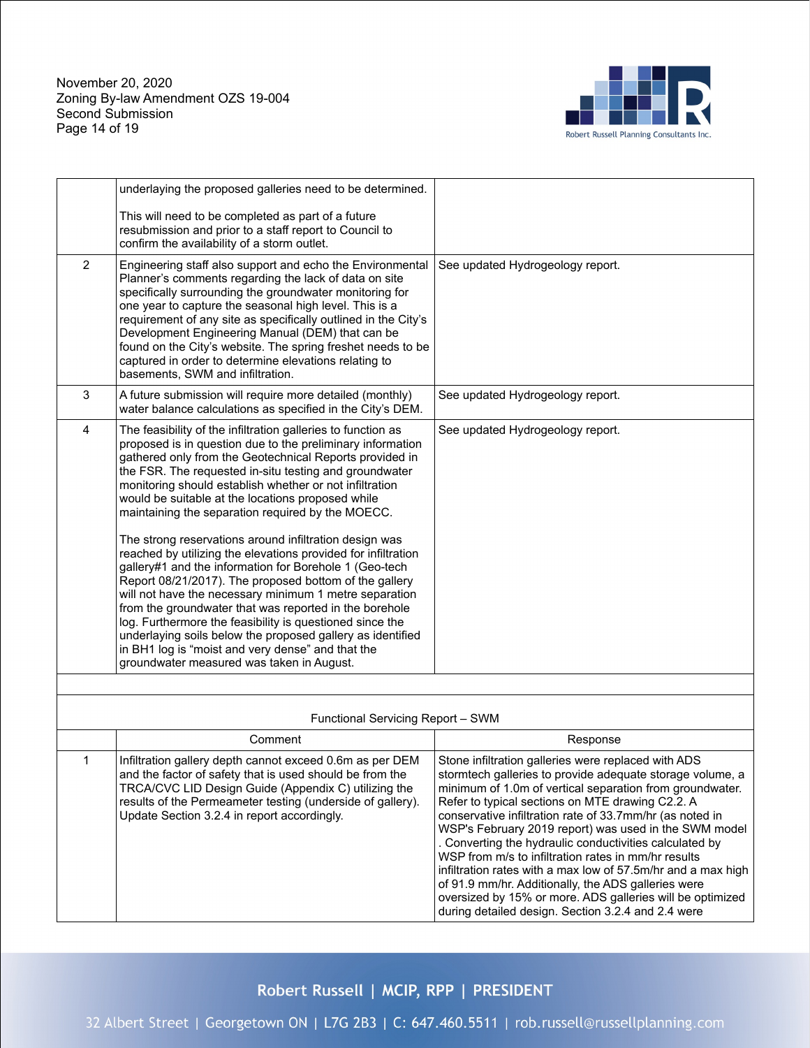| | | |
|---|---|---|
| | underlaying the proposed galleries need to be determined.<br><br>This will need to be completed as part of a future resubmission and prior to a staff report to Council to confirm the availability of a storm outlet. | |
| 2 | Engineering staff also support and echo the Environmental Planner's comments regarding the lack of data on site specifically surrounding the groundwater monitoring for one year to capture the seasonal high level. This is a requirement of any site as specifically outlined in the City's Development Engineering Manual (DEM) that can be found on the City's website. The spring freshet needs to be captured in order to determine elevations relating to basements, SWM and infiltration. | See updated Hydrogeology report. |
| 3 | A future submission will require more detailed (monthly) water balance calculations as specified in the City's DEM. | See updated Hydrogeology report. |
| 4 | The feasibility of the infiltration galleries to function as proposed is in question due to the preliminary information gathered only from the Geotechnical Reports provided in the FSR. The requested in-situ testing and groundwater monitoring should establish whether or not infiltration would be suitable at the locations proposed while maintaining the separation required by the MOECC.<br><br>The strong reservations around infiltration design was reached by utilizing the elevations provided for infiltration gallery#1 and the information for Borehole 1 (Geo-tech Report 08/21/2017). The proposed bottom of the gallery will not have the necessary minimum 1 metre separation from the groundwater that was reported in the borehole log. Furthermore the feasibility is questioned since the underlaying soils below the proposed gallery as identified in BH1 log is "moist and very dense" and that the groundwater measured was taken in August. | See updated Hydrogeology report. |

**Functional Servicing Report – SWM**

| | Comment | Response |
|---|---|---|
| 1 | Infiltration gallery depth cannot exceed 0.6m as per DEM and the factor of safety that is used should be from the TRCA/CVC LID Design Guide (Appendix C) utilizing the results of the Permeameter testing (underside of gallery). Update Section 3.2.4 in report accordingly. | Stone infiltration galleries were replaced with ADS stormtech galleries to provide adequate storage volume, a minimum of 1.0m of vertical separation from groundwater. Refer to typical sections on MTE drawing C2.2. A conservative infiltration rate of 33.7mm/hr (as noted in WSP's February 2019 report) was used in the SWM model . Converting the hydraulic conductivities calculated by WSP from m/s to infiltration rates in mm/hr results infiltration rates with a max low of 57.5m/hr and a max high of 91.9 mm/hr. Additionally, the ADS galleries were oversized by 15% or more. ADS galleries will be optimized during detailed design. Section 3.2.4 and 2.4 were |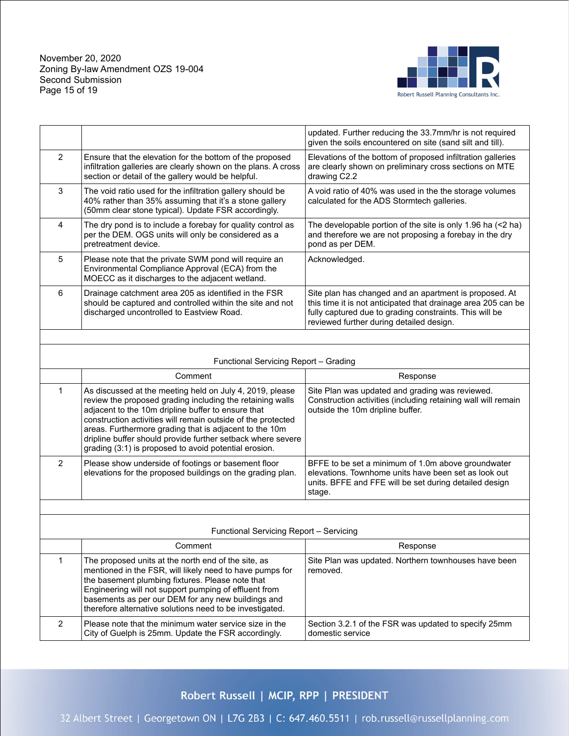| | | |
|---|---|---|
| | | updated. Further reducing the 33.7mm/hr is not required given the soils encountered on site (sand silt and till). |
| 2 | Ensure that the elevation for the bottom of the proposed infiltration galleries are clearly shown on the plans. A cross section or detail of the gallery would be helpful. | Elevations of the bottom of proposed infiltration galleries are clearly shown on preliminary cross sections on MTE drawing C2.2 |
| 3 | The void ratio used for the infiltration gallery should be 40% rather than 35% assuming that it's a stone gallery (50mm clear stone typical). Update FSR accordingly. | A void ratio of 40% was used in the the storage volumes calculated for the ADS Stormtech galleries. |
| 4 | The dry pond is to include a forebay for quality control as per the DEM. OGS units will only be considered as a pretreatment device. | The developable portion of the site is only 1.96 ha (<2 ha) and therefore we are not proposing a forebay in the dry pond as per DEM. |
| 5 | Please note that the private SWM pond will require an Environmental Compliance Approval (ECA) from the MOECC as it discharges to the adjacent wetland. | Acknowledged. |
| 6 | Drainage catchment area 205 as identified in the FSR should be captured and controlled within the site and not discharged uncontrolled to Eastview Road. | Site plan has changed and an apartment is proposed. At this time it is not anticipated that drainage area 205 can be fully captured due to grading constraints. This will be reviewed further during detailed design. |

**Functional Servicing Report – Grading**

| | Comment | Response |
|---|---|---|
| 1 | As discussed at the meeting held on July 4, 2019, please review the proposed grading including the retaining walls adjacent to the 10m dripline buffer to ensure that construction activities will remain outside of the protected areas. Furthermore grading that is adjacent to the 10m dripline buffer should provide further setback where severe grading (3:1) is proposed to avoid potential erosion. | Site Plan was updated and grading was reviewed. Construction activities (including retaining wall will remain outside the 10m dripline buffer. |
| 2 | Please show underside of footings or basement floor elevations for the proposed buildings on the grading plan. | BFFE to be set a minimum of 1.0m above groundwater elevations. Townhome units have been set as look out units. BFFE and FFE will be set during detailed design stage. |

**Functional Servicing Report – Servicing**

| | Comment | Response |
|---|---|---|
| 1 | The proposed units at the north end of the site, as mentioned in the FSR, will likely need to have pumps for the basement plumbing fixtures. Please note that Engineering will not support pumping of effluent from basements as per our DEM for any new buildings and therefore alternative solutions need to be investigated. | Site Plan was updated. Northern townhouses have been removed. |
| 2 | Please note that the minimum water service size in the City of Guelph is 25mm. Update the FSR accordingly. | Section 3.2.1 of the FSR was updated to specify 25mm domestic service |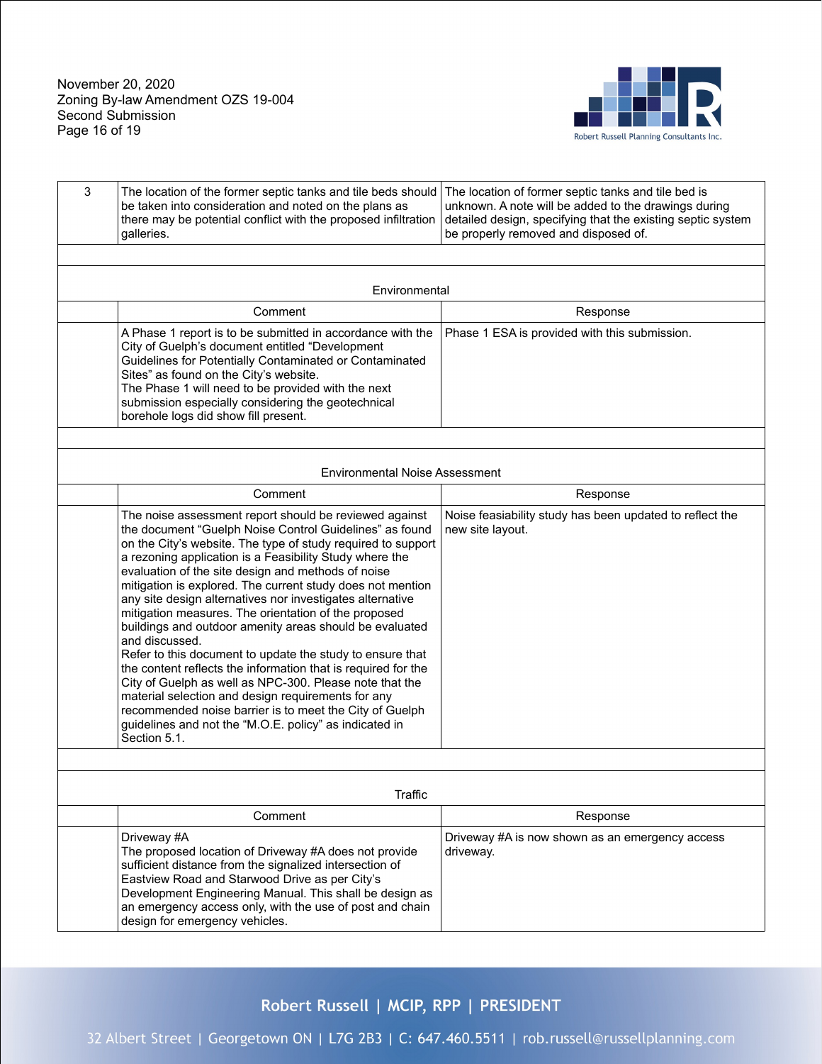| 3 | The location of the former septic tanks and tile beds should be taken into consideration and noted on the plans as there may be potential conflict with the proposed infiltration galleries. | The location of former septic tanks and tile bed is unknown. A note will be added to the drawings during detailed design, specifying that the existing septic system be properly removed and disposed of. |
|---|---|---|

**Environmental**

| | Comment | Response |
|---|---|---|
| | A Phase 1 report is to be submitted in accordance with the City of Guelph's document entitled "Development Guidelines for Potentially Contaminated or Contaminated Sites" as found on the City's website.<br>The Phase 1 will need to be provided with the next submission especially considering the geotechnical borehole logs did show fill present. | Phase 1 ESA is provided with this submission. |

**Environmental Noise Assessment**

| | Comment | Response |
|---|---|---|
| | The noise assessment report should be reviewed against the document "Guelph Noise Control Guidelines" as found on the City's website. The type of study required to support a rezoning application is a Feasibility Study where the evaluation of the site design and methods of noise mitigation is explored. The current study does not mention any site design alternatives nor investigates alternative mitigation measures. The orientation of the proposed buildings and outdoor amenity areas should be evaluated and discussed.<br>Refer to this document to update the study to ensure that the content reflects the information that is required for the City of Guelph as well as NPC-300. Please note that the material selection and design requirements for any recommended noise barrier is to meet the City of Guelph guidelines and not the "M.O.E. policy" as indicated in Section 5.1. | Noise feasiability study has been updated to reflect the new site layout. |

**Traffic**

| | Comment | Response |
|---|---|---|
| | Driveway #A<br>The proposed location of Driveway #A does not provide sufficient distance from the signalized intersection of Eastview Road and Starwood Drive as per City's Development Engineering Manual. This shall be design as an emergency access only, with the use of post and chain design for emergency vehicles. | Driveway #A is now shown as an emergency access driveway. |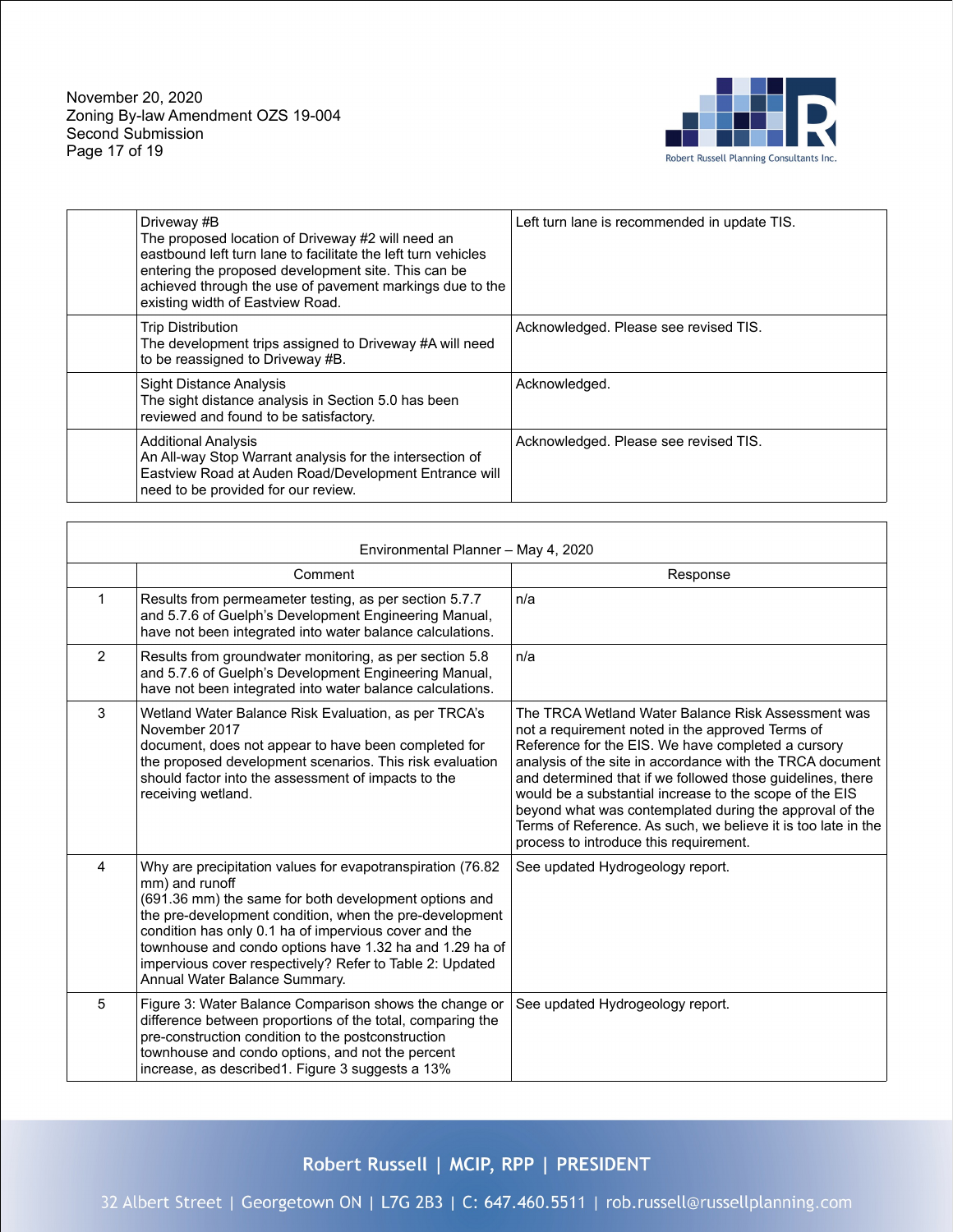| | Comment | Response |
|---|---|---|
| | Driveway #B<br>The proposed location of Driveway #2 will need an eastbound left turn lane to facilitate the left turn vehicles entering the proposed development site. This can be achieved through the use of pavement markings due to the existing width of Eastview Road. | Left turn lane is recommended in update TIS. |
| | Trip Distribution<br>The development trips assigned to Driveway #A will need to be reassigned to Driveway #B. | Acknowledged. Please see revised TIS. |
| | Sight Distance Analysis<br>The sight distance analysis in Section 5.0 has been reviewed and found to be satisfactory. | Acknowledged. |
| | Additional Analysis<br>An All-way Stop Warrant analysis for the intersection of Eastview Road at Auden Road/Development Entrance will need to be provided for our review. | Acknowledged. Please see revised TIS. |

**Environmental Planner – May 4, 2020**

| | Comment | Response |
|---|---|---|
| 1 | Results from permeameter testing, as per section 5.7.7 and 5.7.6 of Guelph's Development Engineering Manual, have not been integrated into water balance calculations. | n/a |
| 2 | Results from groundwater monitoring, as per section 5.8 and 5.7.6 of Guelph's Development Engineering Manual, have not been integrated into water balance calculations. | n/a |
| 3 | Wetland Water Balance Risk Evaluation, as per TRCA's November 2017<br>document, does not appear to have been completed for the proposed development scenarios. This risk evaluation should factor into the assessment of impacts to the receiving wetland. | The TRCA Wetland Water Balance Risk Assessment was not a requirement noted in the approved Terms of Reference for the EIS. We have completed a cursory analysis of the site in accordance with the TRCA document and determined that if we followed those guidelines, there would be a substantial increase to the scope of the EIS beyond what was contemplated during the approval of the Terms of Reference. As such, we believe it is too late in the process to introduce this requirement. |
| 4 | Why are precipitation values for evapotranspiration (76.82 mm) and runoff<br>(691.36 mm) the same for both development options and the pre-development condition, when the pre-development condition has only 0.1 ha of impervious cover and the townhouse and condo options have 1.32 ha and 1.29 ha of impervious cover respectively? Refer to Table 2: Updated Annual Water Balance Summary. | See updated Hydrogeology report. |
| 5 | Figure 3: Water Balance Comparison shows the change or difference between proportions of the total, comparing the pre-construction condition to the postconstruction townhouse and condo options, and not the percent increase, as described[1]. Figure 3 suggests a 13% | See updated Hydrogeology report. |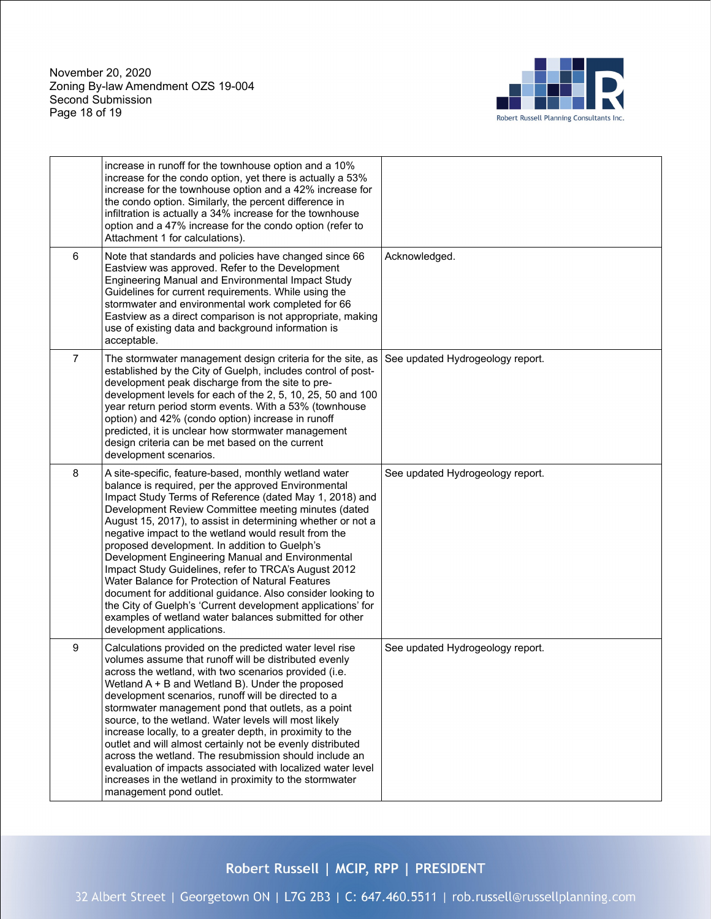| | | |
|---|---|---|
| | increase in runoff for the townhouse option and a 10% increase for the condo option, yet there is actually a 53% increase for the townhouse option and a 42% increase for the condo option. Similarly, the percent difference in infiltration is actually a 34% increase for the townhouse option and a 47% increase for the condo option (refer to Attachment 1 for calculations). | |
| 6 | Note that standards and policies have changed since 66 Eastview was approved. Refer to the Development Engineering Manual and Environmental Impact Study Guidelines for current requirements. While using the stormwater and environmental work completed for 66 Eastview as a direct comparison is not appropriate, making use of existing data and background information is acceptable. | Acknowledged. |
| 7 | The stormwater management design criteria for the site, as established by the City of Guelph, includes control of post-development peak discharge from the site to pre-development levels for each of the 2, 5, 10, 25, 50 and 100 year return period storm events. With a 53% (townhouse option) and 42% (condo option) increase in runoff predicted, it is unclear how stormwater management design criteria can be met based on the current development scenarios. | See updated Hydrogeology report. |
| 8 | A site-specific, feature-based, monthly wetland water balance is required, per the approved Environmental Impact Study Terms of Reference (dated May 1, 2018) and Development Review Committee meeting minutes (dated August 15, 2017), to assist in determining whether or not a negative impact to the wetland would result from the proposed development. In addition to Guelph's Development Engineering Manual and Environmental Impact Study Guidelines, refer to TRCA's August 2012 Water Balance for Protection of Natural Features document for additional guidance. Also consider looking to the City of Guelph's 'Current development applications' for examples of wetland water balances submitted for other development applications. | See updated Hydrogeology report. |
| 9 | Calculations provided on the predicted water level rise volumes assume that runoff will be distributed evenly across the wetland, with two scenarios provided (i.e. Wetland A + B and Wetland B). Under the proposed development scenarios, runoff will be directed to a stormwater management pond that outlets, as a point source, to the wetland. Water levels will most likely increase locally, to a greater depth, in proximity to the outlet and will almost certainly not be evenly distributed across the wetland. The resubmission should include an evaluation of impacts associated with localized water level increases in the wetland in proximity to the stormwater management pond outlet. | See updated Hydrogeology report. |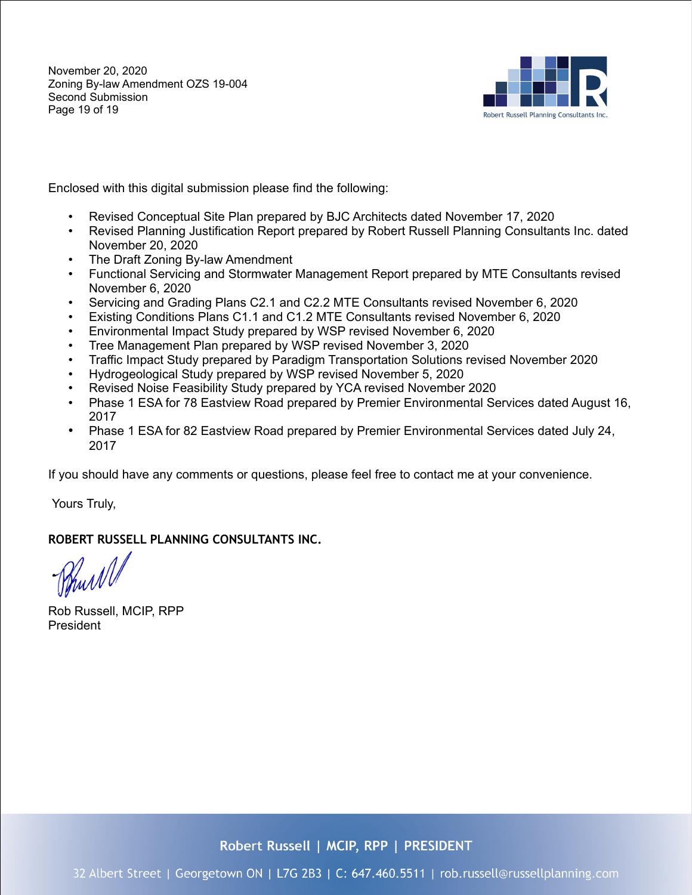Enclosed with this digital submission please find the following:

- Revised Conceptual Site Plan prepared by BJC Architects dated November 17, 2020
- Revised Planning Justification Report prepared by Robert Russell Planning Consultants Inc. dated November 20, 2020
- The Draft Zoning By-law Amendment
- Functional Servicing and Stormwater Management Report prepared by MTE Consultants revised November 6, 2020
- Servicing and Grading Plans C2.1 and C2.2 MTE Consultants revised November 6, 2020
- Existing Conditions Plans C1.1 and C1.2 MTE Consultants revised November 6, 2020
- Environmental Impact Study prepared by WSP revised November 6, 2020
- Tree Management Plan prepared by WSP revised November 3, 2020
- Traffic Impact Study prepared by Paradigm Transportation Solutions revised November 2020
- Hydrogeological Study prepared by WSP revised November 5, 2020
- Revised Noise Feasibility Study prepared by YCA revised November 2020
- Phase 1 ESA for 78 Eastview Road prepared by Premier Environmental Services dated August 16, 2017
- Phase 1 ESA for 82 Eastview Road prepared by Premier Environmental Services dated July 24, 2017

If you should have any comments or questions, please feel free to contact me at your convenience.

Yours Truly,

**ROBERT RUSSELL PLANNING CONSULTANTS INC.**

Rob Russell, MCIP, RPP
President